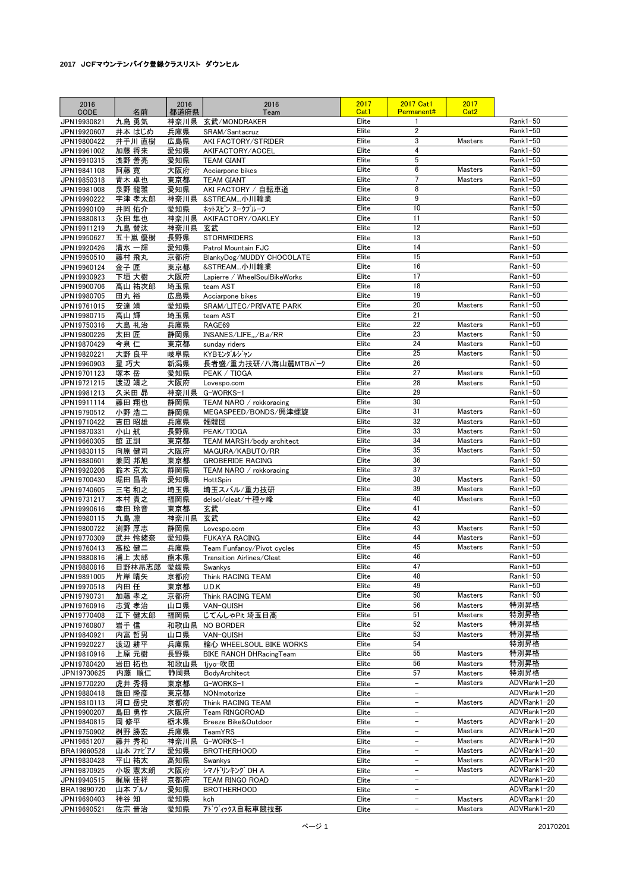2017 JCFマウンテンバイク登録クラスリスト ダウンヒル

| 2016 CODE | 名前 | 2016 都道府県 | 2016 Team | 2017 Cat1 | 2017 Cat1 Permanent# | 2017 Cat2 | |
|---|---|---|---|---|---|---|---|
| JPN19930821 | 九島 勇気 | 神奈川県 | 玄武/MONDRAKER | Elite | 1 | | Rank1-50 |
| JPN19920607 | 井本 はじめ | 兵庫県 | SRAM/Santacruz | Elite | 2 | | Rank1-50 |
| JPN19800422 | 井手川 直樹 | 広島県 | AKI FACTORY/STRIDER | Elite | 3 | Masters | Rank1-50 |
| JPN19961002 | 加藤 将来 | 愛知県 | AKIFACTORY/ACCEL | Elite | 4 | | Rank1-50 |
| JPN19910315 | 浅野 善亮 | 愛知県 | TEAM GIANT | Elite | 5 | | Rank1-50 |
| JPN19841108 | 阿藤 寛 | 大阪府 | Acciarpone bikes | Elite | 6 | Masters | Rank1-50 |
| JPN19850318 | 青木 卓也 | 東京都 | TEAM GIANT | Elite | 7 | Masters | Rank1-50 |
| JPN19981008 | 泉野 龍雅 | 愛知県 | AKI FACTORY / 自転車道 | Elite | 8 | | Rank1-50 |
| JPN19990222 | 宇津 孝太郎 | 神奈川県 | &STREAM…小川輪業 | Elite | 9 | | Rank1-50 |
| JPN19990109 | 井岡 佑介 | 愛知県 | ﾎｯﾄｽﾋﾟﾝ ﾇｰｸｸﾞﾙｰﾌﾟ | Elite | 10 | | Rank1-50 |
| JPN19880813 | 永田 隼也 | 神奈川県 | AKIFACTORY/OAKLEY | Elite | 11 | | Rank1-50 |
| JPN19911219 | 九島 賛汰 | 神奈川県 | 玄武 | Elite | 12 | | Rank1-50 |
| JPN19950627 | 五十嵐 優樹 | 長野県 | STORMRIDERS | Elite | 13 | | Rank1-50 |
| JPN19920426 | 清水 一輝 | 愛知県 | Patrol Mountain FJC | Elite | 14 | | Rank1-50 |
| JPN19950510 | 藤村 飛丸 | 京都府 | BlankyDog/MUDDY CHOCOLATE | Elite | 15 | | Rank1-50 |
| JPN19960124 | 金子 匠 | 東京都 | &STREAM…小川輪業 | Elite | 16 | | Rank1-50 |
| JPN19930923 | 下垣 大樹 | 大阪府 | Lapierre / WheelSoulBikeWorks | Elite | 17 | | Rank1-50 |
| JPN19900706 | 高山 祐次郎 | 埼玉県 | team AST | Elite | 18 | | Rank1-50 |
| JPN19980705 | 田丸 裕 | 広島県 | Acciarpone bikes | Elite | 19 | | Rank1-50 |
| JPN19761015 | 安達 靖 | 愛知県 | SRAM/LITEC/PRIVATE PARK | Elite | 20 | Masters | Rank1-50 |
| JPN19980715 | 高山 輝 | 埼玉県 | team AST | Elite | 21 | | Rank1-50 |
| JPN19750316 | 大島 礼治 | 兵庫県 | RAGE69 | Elite | 22 | Masters | Rank1-50 |
| JPN19800226 | 太田 匠 | 静岡県 | INSANES/LIFE,,,/B.a/RR | Elite | 23 | Masters | Rank1-50 |
| JPN19870429 | 今泉 仁 | 東京都 | sunday riders | Elite | 24 | Masters | Rank1-50 |
| JPN19820221 | 大野 良平 | 岐阜県 | KYBﾓﾝﾀﾞﾙｼﾞｬﾝ | Elite | 25 | Masters | Rank1-50 |
| JPN19960903 | 星 巧大 | 新潟県 | 長者盛/重力技研/八海山麓MTBﾊﾟｰｸ | Elite | 26 | | Rank1-50 |
| JPN19701123 | 塚本 岳 | 愛知県 | PEAK / TIOGA | Elite | 27 | Masters | Rank1-50 |
| JPN19721215 | 渡辺 靖之 | 大阪府 | Lovespo.com | Elite | 28 | Masters | Rank1-50 |
| JPN19981213 | 久米田 昴 | 神奈川県 | G-WORKS-1 | Elite | 29 | | Rank1-50 |
| JPN19911114 | 藤田 翔也 | 静岡県 | TEAM NARO / rokkoracing | Elite | 30 | | Rank1-50 |
| JPN19790512 | 小野 浩二 | 静岡県 | MEGASPEED/BONDS/興津螺旋 | Elite | 31 | Masters | Rank1-50 |
| JPN19710422 | 吉田 昭雄 | 兵庫県 | 髑髏団 | Elite | 32 | Masters | Rank1-50 |
| JPN19870331 | 小山 航 | 長野県 | PEAK/TIOGA | Elite | 33 | Masters | Rank1-50 |
| JPN19660305 | 館 正訓 | 東京都 | TEAM MARSH/body architect | Elite | 34 | Masters | Rank1-50 |
| JPN19830115 | 向原 健司 | 大阪府 | MAGURA/KABUTO/RR | Elite | 35 | Masters | Rank1-50 |
| JPN19880601 | 兼岡 邦旭 | 東京都 | GROBERIDE RACING | Elite | 36 | | Rank1-50 |
| JPN19920206 | 鈴木 京太 | 静岡県 | TEAM NARO / rokkoracing | Elite | 37 | | Rank1-50 |
| JPN19700430 | 堀田 昌希 | 愛知県 | HottSpin | Elite | 38 | Masters | Rank1-50 |
| JPN19740605 | 三宅 和之 | 埼玉県 | 埼玉スバル/重力技研 | Elite | 39 | Masters | Rank1-50 |
| JPN19731217 | 本村 貴之 | 福岡県 | delsol/cleat/十種ヶ峰 | Elite | 40 | Masters | Rank1-50 |
| JPN19990616 | 幸田 玲音 | 東京都 | 玄武 | Elite | 41 | | Rank1-50 |
| JPN19980115 | 九島 凛 | 神奈川県 | 玄武 | Elite | 42 | | Rank1-50 |
| JPN19800722 | 渕野 厚志 | 静岡県 | Lovespo.com | Elite | 43 | Masters | Rank1-50 |
| JPN19770309 | 武井 怜緒奈 | 愛知県 | FUKAYA RACING | Elite | 44 | Masters | Rank1-50 |
| JPN19760413 | 高松 健二 | 兵庫県 | Team Funfancy/Pivot cycles | Elite | 45 | Masters | Rank1-50 |
| JPN19880816 | 浦上 太郎 | 熊本県 | Transition Airlines/Cleat | Elite | 46 | | Rank1-50 |
| JPN19880816 | 日野林昂志郎 | 愛媛県 | Swankys | Elite | 47 | | Rank1-50 |
| JPN19891005 | 片岸 晴矢 | 京都府 | Think RACING TEAM | Elite | 48 | | Rank1-50 |
| JPN19970518 | 内田 任 | 東京都 | U.D.K | Elite | 49 | | Rank1-50 |
| JPN19790731 | 加藤 孝之 | 京都府 | Think RACING TEAM | Elite | 50 | Masters | Rank1-50 |
| JPN19760916 | 志賀 孝治 | 山口県 | VAN-QUISH | Elite | 56 | Masters | 特別昇格 |
| JPN19770408 | 江下 健太郎 | 福岡県 | じてんしゃPit 埼玉日高 | Elite | 51 | Masters | 特別昇格 |
| JPN19760807 | 岩手 信 | 和歌山県 | NO BORDER | Elite | 52 | Masters | 特別昇格 |
| JPN19840921 | 内富 哲男 | 山口県 | VAN-QUISH | Elite | 53 | Masters | 特別昇格 |
| JPN19920227 | 渡辺 耕平 | 兵庫県 | 輪心 WHEELSOUL BIKE WORKS | Elite | 54 | | 特別昇格 |
| JPN19810916 | 上原 元樹 | 長野県 | BIKE RANCH DHRacingTeam | Elite | 55 | Masters | 特別昇格 |
| JPN19780420 | 岩田 拓也 | 和歌山県 | 1jyo-吹田 | Elite | 56 | Masters | 特別昇格 |
| JPN19730625 | 内藤 順仁 | 静岡県 | BodyArchitect | Elite | 57 | Masters | 特別昇格 |
| JPN19770220 | 虎井 秀将 | 東京都 | G-WORKS-1 | Elite | – | Masters | ADVRank1-20 |
| JPN19880418 | 飯田 隆彦 | 東京都 | NONmotorize | Elite | – | | ADVRank1-20 |
| JPN19810113 | 河口 岳史 | 京都府 | Think RACING TEAM | Elite | – | Masters | ADVRank1-20 |
| JPN19900207 | 島田 勇作 | 大阪府 | Team RINGOROAD | Elite | – | | ADVRank1-20 |
| JPN19840815 | 岡 修平 | 栃木県 | Breeze Bike&Outdoor | Elite | – | Masters | ADVRank1-20 |
| JPN19750902 | 桝野 勝宏 | 兵庫県 | TeamYRS | Elite | – | Masters | ADVRank1-20 |
| JPN19651207 | 藤井 秀和 | 神奈川県 | G-WORKS-1 | Elite | – | Masters | ADVRank1-20 |
| BRA19860528 | 山本 ﾌｧﾋﾞｱﾉ | 愛知県 | BROTHERHOOD | Elite | – | Masters | ADVRank1-20 |
| JPN19830428 | 平山 祐太 | 高知県 | Swankys | Elite | – | Masters | ADVRank1-20 |
| JPN19870925 | 小坂 憲太朗 | 大阪府 | ｼﾏﾉﾄﾞﾘﾝｷﾝｸﾞ DH A | Elite | – | Masters | ADVRank1-20 |
| JPN19940515 | 梶原 佳祥 | 京都府 | TEAM RINGO ROAD | Elite | – | | ADVRank1-20 |
| BRA19890720 | 山本 ﾌﾞﾙﾉ | 愛知県 | BROTHERHOOD | Elite | – | | ADVRank1-20 |
| JPN19690403 | 神谷 知 | 愛知県 | kch | Elite | – | Masters | ADVRank1-20 |
| JPN19690521 | 佐宗 晋治 | 愛知県 | ｱﾄﾞｳﾞｨｯｸｽ自転車競技部 | Elite | – | Masters | ADVRank1-20 |

20170201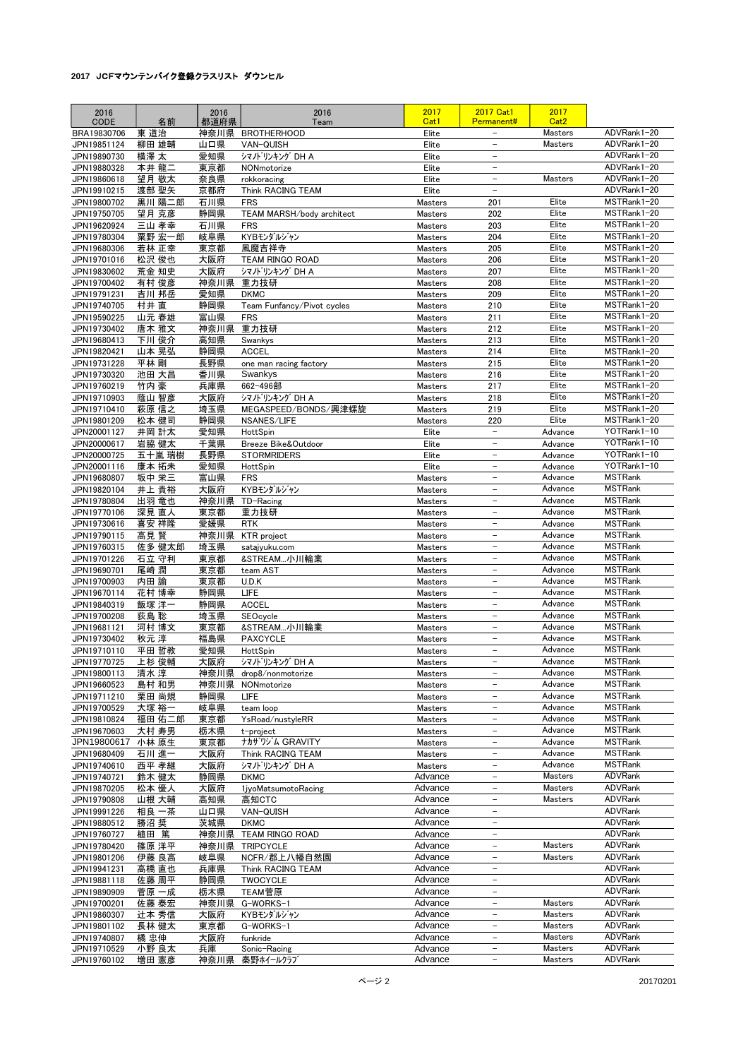## 2017 JCFマウンテンバイク登録クラスリスト ダウンヒル

| 2016 CODE | 名前 | 2016 都道府県 | 2016 Team | 2017 Cat1 | 2017 Cat1 Permanent# | 2017 Cat2 | |
|---|---|---|---|---|---|---|---|
| BRA19830706 | 東 道治 | 神奈川県 | BROTHERHOOD | Elite | – | Masters | ADVRank1-20 |
| JPN19851124 | 柳田 雄輔 | 山口県 | VAN-QUISH | Elite | – | Masters | ADVRank1-20 |
| JPN19890730 | 横澤 太 | 愛知県 | ｼﾏﾉﾄﾞﾘﾝｷﾝｸﾞ DH A | Elite | – | | ADVRank1-20 |
| JPN19880328 | 本井 龍二 | 東京都 | NONmotorize | Elite | – | | ADVRank1-20 |
| JPN19860618 | 望月 敬太 | 奈良県 | rokkoracing | Elite | – | Masters | ADVRank1-20 |
| JPN19910215 | 渡部 聖矢 | 京都府 | Think RACING TEAM | Elite | – | | ADVRank1-20 |
| JPN19800702 | 黒川 陽二郎 | 石川県 | FRS | Masters | 201 | Elite | MSTRank1-20 |
| JPN19750705 | 望月 克彦 | 静岡県 | TEAM MARSH/body architect | Masters | 202 | Elite | MSTRank1-20 |
| JPN19620924 | 三山 孝幸 | 石川県 | FRS | Masters | 203 | Elite | MSTRank1-20 |
| JPN19780304 | 粟野 宏一郎 | 岐阜県 | KYBﾓﾝﾀﾞﾙｼﾞｬﾝ | Masters | 204 | Elite | MSTRank1-20 |
| JPN19680306 | 若林 正幸 | 東京都 | 風魔吉祥寺 | Masters | 205 | Elite | MSTRank1-20 |
| JPN19701016 | 松沢 俊也 | 大阪府 | TEAM RINGO ROAD | Masters | 206 | Elite | MSTRank1-20 |
| JPN19830602 | 荒金 知史 | 大阪府 | ｼﾏﾉﾄﾞﾘﾝｷﾝｸﾞ DH A | Masters | 207 | Elite | MSTRank1-20 |
| JPN19700402 | 有村 俊彦 | 神奈川県 | 重力技研 | Masters | 208 | Elite | MSTRank1-20 |
| JPN19791231 | 吉川 邦岳 | 愛知県 | DKMC | Masters | 209 | Elite | MSTRank1-20 |
| JPN19740705 | 村井 直 | 静岡県 | Team Funfancy/Pivot cycles | Masters | 210 | Elite | MSTRank1-20 |
| JPN19590225 | 山元 春雄 | 富山県 | FRS | Masters | 211 | Elite | MSTRank1-20 |
| JPN19730402 | 唐木 雅文 | 神奈川県 | 重力技研 | Masters | 212 | Elite | MSTRank1-20 |
| JPN19680413 | 下川 俊介 | 高知県 | Swankys | Masters | 213 | Elite | MSTRank1-20 |
| JPN19820421 | 山本 晃弘 | 静岡県 | ACCEL | Masters | 214 | Elite | MSTRank1-20 |
| JPN19731228 | 平林 剛 | 長野県 | one man racing factory | Masters | 215 | Elite | MSTRank1-20 |
| JPN19730320 | 池田 大昌 | 香川県 | Swankys | Masters | 216 | Elite | MSTRank1-20 |
| JPN19760219 | 竹内 豪 | 兵庫県 | 662-496部 | Masters | 217 | Elite | MSTRank1-20 |
| JPN19710903 | 蔭山 智彦 | 大阪府 | ｼﾏﾉﾄﾞﾘﾝｷﾝｸﾞ DH A | Masters | 218 | Elite | MSTRank1-20 |
| JPN19710410 | 萩原 信之 | 埼玉県 | MEGASPEED/BONDS/興津螺旋 | Masters | 219 | Elite | MSTRank1-20 |
| JPN19801209 | 松本 健司 | 静岡県 | NSANES/LIFE | Masters | 220 | Elite | MSTRank1-20 |
| JPN20001127 | 井岡 計太 | 愛知県 | HottSpin | Elite | – | Advance | YOTRank1-10 |
| JPN20000617 | 岩脇 健太 | 千葉県 | Breeze Bike&Outdoor | Elite | – | Advance | YOTRank1-10 |
| JPN20000725 | 五十嵐 瑞樹 | 長野県 | STORMRIDERS | Elite | – | Advance | YOTRank1-10 |
| JPN20001116 | 康本 拓未 | 愛知県 | HottSpin | Elite | – | Advance | YOTRank1-10 |
| JPN19680807 | 坂中 栄三 | 富山県 | FRS | Masters | – | Advance | MSTRank |
| JPN19820104 | 井上 貴裕 | 大阪府 | KYBﾓﾝﾀﾞﾙｼﾞｬﾝ | Masters | – | Advance | MSTRank |
| JPN19780804 | 出羽 竜也 | 神奈川県 | TD-Racing | Masters | – | Advance | MSTRank |
| JPN19770106 | 深見 直人 | 東京都 | 重力技研 | Masters | – | Advance | MSTRank |
| JPN19730616 | 喜安 祥隆 | 愛媛県 | RTK | Masters | – | Advance | MSTRank |
| JPN19790115 | 高見 賢 | 神奈川県 | KTR project | Masters | – | Advance | MSTRank |
| JPN19760315 | 佐多 健太郎 | 埼玉県 | satajyuku.com | Masters | – | Advance | MSTRank |
| JPN19701226 | 石立 守利 | 東京都 | &STREAM…小川輪業 | Masters | – | Advance | MSTRank |
| JPN19690701 | 尾崎 潤 | 東京都 | team AST | Masters | – | Advance | MSTRank |
| JPN19700903 | 内田 諭 | 東京都 | U.D.K | Masters | – | Advance | MSTRank |
| JPN19670114 | 花村 博幸 | 静岡県 | LIFE | Masters | – | Advance | MSTRank |
| JPN19840319 | 飯塚 洋一 | 静岡県 | ACCEL | Masters | – | Advance | MSTRank |
| JPN19700208 | 荻島 聡 | 埼玉県 | SEOcycle | Masters | – | Advance | MSTRank |
| JPN19681121 | 河村 博文 | 東京都 | &STREAM…小川輪業 | Masters | – | Advance | MSTRank |
| JPN19730402 | 秋元 淳 | 福島県 | PAXCYCLE | Masters | – | Advance | MSTRank |
| JPN19710110 | 平田 哲教 | 愛知県 | HottSpin | Masters | – | Advance | MSTRank |
| JPN19770725 | 上杉 俊輔 | 大阪府 | ｼﾏﾉﾄﾞﾘﾝｷﾝｸﾞ DH A | Masters | – | Advance | MSTRank |
| JPN19800113 | 清水 淳 | 神奈川県 | drop8/nonmotorize | Masters | – | Advance | MSTRank |
| JPN19660523 | 島村 和男 | 神奈川県 | NONmotorize | Masters | – | Advance | MSTRank |
| JPN19711210 | 栗田 尚規 | 静岡県 | LIFE | Masters | – | Advance | MSTRank |
| JPN19700529 | 大塚 裕一 | 岐阜県 | team loop | Masters | – | Advance | MSTRank |
| JPN19810824 | 福田 佑二郎 | 東京都 | YsRoad/nustyleRR | Masters | – | Advance | MSTRank |
| JPN19670603 | 大村 寿男 | 栃木県 | t-project | Masters | – | Advance | MSTRank |
| JPN19800617 | 小林 原生 | 東京都 | ﾅｶｻﾞﾜｼﾞﾑ GRAVITY | Masters | – | Advance | MSTRank |
| JPN19680409 | 石川 進一 | 大阪府 | Think RACING TEAM | Masters | – | Advance | MSTRank |
| JPN19740610 | 西平 孝継 | 大阪府 | ｼﾏﾉﾄﾞﾘﾝｷﾝｸﾞ DH A | Masters | – | Advance | MSTRank |
| JPN19740721 | 鈴木 健太 | 静岡県 | DKMC | Advance | – | Masters | ADVRank |
| JPN19870205 | 松本 優人 | 大阪府 | 1jyoMatsumotoRacing | Advance | – | Masters | ADVRank |
| JPN19790808 | 山根 大輔 | 高知県 | 高知CTC | Advance | – | Masters | ADVRank |
| JPN19991226 | 相良 一茶 | 山口県 | VAN-QUISH | Advance | – | | ADVRank |
| JPN19880512 | 勝沼 奨 | 茨城県 | DKMC | Advance | – | | ADVRank |
| JPN19760727 | 植田 篤 | 神奈川県 | TEAM RINGO ROAD | Advance | – | | ADVRank |
| JPN19780420 | 篠原 洋平 | 神奈川県 | TRIPCYCLE | Advance | – | Masters | ADVRank |
| JPN19801206 | 伊藤 良高 | 岐阜県 | NCFR/郡上八幡自然園 | Advance | – | Masters | ADVRank |
| JPN19941231 | 高橋 直也 | 兵庫県 | Think RACING TEAM | Advance | – | | ADVRank |
| JPN19881118 | 佐藤 周平 | 静岡県 | TWOCYCLE | Advance | – | | ADVRank |
| JPN19890909 | 菅原 一成 | 栃木県 | TEAM菅原 | Advance | – | | ADVRank |
| JPN19700201 | 佐藤 泰宏 | 神奈川県 | G-WORKS-1 | Advance | – | Masters | ADVRank |
| JPN19860307 | 辻本 秀信 | 大阪府 | KYBﾓﾝﾀﾞﾙｼﾞｬﾝ | Advance | – | Masters | ADVRank |
| JPN19801102 | 長林 健太 | 東京都 | G-WORKS-1 | Advance | – | Masters | ADVRank |
| JPN19740807 | 橘 忠伸 | 大阪府 | funkride | Advance | – | Masters | ADVRank |
| JPN19710529 | 小野 良太 | 兵庫 | Sonic-Racing | Advance | – | Masters | ADVRank |
| JPN19760102 | 増田 憲彦 | 神奈川県 | 秦野ﾎｲｰﾙｸﾗﾌﾞ | Advance | – | Masters | ADVRank |

20170201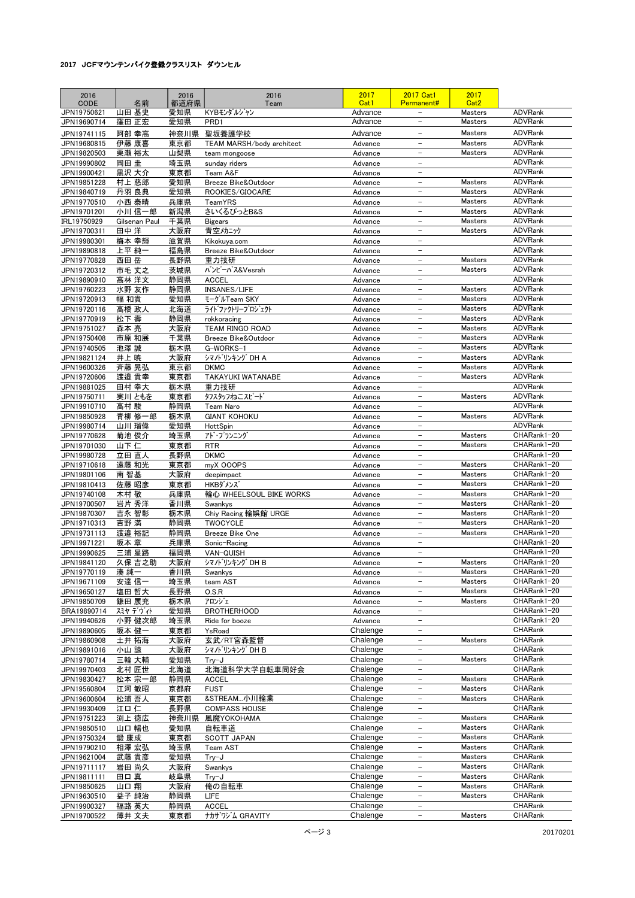2017　JCFマウンテンバイク登録クラスリスト ダウンヒル

| 2016 CODE | 名前 | 2016 都道府県 | 2016 Team | 2017 Cat1 | 2017 Cat1 Permanent# | 2017 Cat2 | |
|---|---|---|---|---|---|---|---|
| JPN19750621 | 山田 基史 | 愛知県 | KYBﾓﾝﾀﾞﾙｼﾞｬﾝ | Advance | – | Masters | ADVRank |
| JPN19690714 | 窪田 正宏 | 愛知県 | PRD1 | Advance | – | Masters | ADVRank |
| JPN19741115 | 阿部 幸高 | 神奈川県 | 聖坂養護学校 | Advance | – | Masters | ADVRank |
| JPN19680815 | 伊藤 康喜 | 東京都 | TEAM MARSH/body architect | Advance | – | Masters | ADVRank |
| JPN19820503 | 栗瀬 裕太 | 山梨県 | team mongoose | Advance | – | Masters | ADVRank |
| JPN19990802 | 岡田 圭 | 埼玉県 | sunday riders | Advance | – | | ADVRank |
| JPN19900421 | 黒沢 大介 | 東京都 | Team A&F | Advance | – | | ADVRank |
| JPN19851228 | 村上 慈郎 | 愛知県 | Breeze Bike&Outdoor | Advance | – | Masters | ADVRank |
| JPN19840719 | 丹羽 良典 | 愛知県 | ROOKIES/GIOCARE | Advance | – | Masters | ADVRank |
| JPN19770510 | 小西 泰晴 | 兵庫県 | TeamYRS | Advance | – | Masters | ADVRank |
| JPN19701201 | 小川 信一郎 | 新潟県 | さいくるぴっとB&S | Advance | – | Masters | ADVRank |
| IRL19750929 | Gilsenan Paul | 千葉県 | Bigears | Advance | – | Masters | ADVRank |
| JPN19700311 | 田中 洋 | 大阪府 | 青空ﾒｶﾆｯｸ | Advance | – | Masters | ADVRank |
| JPN19980301 | 梅本 幸輝 | 滋賀県 | Kikokuya.com | Advance | – | | ADVRank |
| JPN19890818 | 上平 純一 | 福島県 | Breeze Bike&Outdoor | Advance | – | | ADVRank |
| JPN19770828 | 西田 岳 | 長野県 | 重力技研 | Advance | – | Masters | ADVRank |
| JPN19720312 | 市毛 丈之 | 茨城県 | ﾊﾞﾝﾋﾟｰﾊﾞX&Vesrah | Advance | – | Masters | ADVRank |
| JPN19890910 | 高林 洋文 | 静岡県 | ACCEL | Advance | – | | ADVRank |
| JPN19760223 | 水野 友作 | 静岡県 | INSANES/LIFE | Advance | – | Masters | ADVRank |
| JPN19720913 | 幅 和貴 | 愛知県 | ﾓｰｸﾞﾙTeam SKY | Advance | – | Masters | ADVRank |
| JPN19720116 | 高橋 政人 | 北海道 | ﾗｲﾄﾞﾌｧｸﾄﾘｰﾌﾟﾛｼﾞｪｸﾄ | Advance | – | Masters | ADVRank |
| JPN19770919 | 松下 壽 | 静岡県 | rokkoracing | Advance | – | Masters | ADVRank |
| JPN19751027 | 森本 亮 | 大阪府 | TEAM RINGO ROAD | Advance | – | Masters | ADVRank |
| JPN19750408 | 市原 和展 | 千葉県 | Breeze Bike&Outdoor | Advance | – | Masters | ADVRank |
| JPN19740505 | 池澤 誠 | 栃木県 | G-WORKS-1 | Advance | – | Masters | ADVRank |
| JPN19821124 | 井上 暁 | 大阪府 | ｼﾏﾉﾄﾞﾘﾝｷﾝｸﾞ DH A | Advance | – | Masters | ADVRank |
| JPN19600326 | 斉藤 晃弘 | 東京都 | DKMC | Advance | – | Masters | ADVRank |
| JPN19720606 | 渡邉 貴幸 | 東京都 | TAKAYUKI WATANABE | Advance | – | Masters | ADVRank |
| JPN19881025 | 田村 幸大 | 栃木県 | 重力技研 | Advance | – | | ADVRank |
| JPN19750711 | 実川 ともを | 東京都 | ﾀﾌｽﾀｯﾌﾈｺｽﾋﾟｰﾄﾞ | Advance | – | Masters | ADVRank |
| JPN19910710 | 高村 駿 | 静岡県 | Team Naro | Advance | – | | ADVRank |
| JPN19850928 | 青柳 修一郎 | 栃木県 | GIANT KOHOKU | Advance | – | Masters | ADVRank |
| JPN19980714 | 山川 瑠偉 | 愛知県 | HottSpin | Advance | – | | ADVRank |
| JPN19770628 | 菊池 俊介 | 埼玉県 | ｱﾄﾞ･ﾌﾟﾗﾝﾆﾝｸﾞ | Advance | – | Masters | CHARank1-20 |
| JPN19701030 | 山下 仁 | 東京都 | RTR | Advance | – | Masters | CHARank1-20 |
| JPN19980728 | 立田 直人 | 長野県 | DKMC | Advance | – | | CHARank1-20 |
| JPN19710618 | 遠藤 和光 | 東京都 | myX OOOPS | Advance | – | Masters | CHARank1-20 |
| JPN19801106 | 南 智基 | 大阪府 | deepimpact | Advance | – | Masters | CHARank1-20 |
| JPN19810413 | 佐藤 昭彦 | 東京都 | HKBﾀﾞﾒﾝｽﾞ | Advance | – | Masters | CHARank1-20 |
| JPN19740108 | 木村 敬 | 兵庫県 | 輪心 WHEELSOUL BIKE WORKS | Advance | – | Masters | CHARank1-20 |
| JPN19700507 | 岩片 秀洋 | 香川県 | Swankys | Advance | – | Masters | CHARank1-20 |
| JPN19870307 | 吉永 智彰 | 栃木県 | Chiy Racing 輪娯館 URGE | Advance | – | Masters | CHARank1-20 |
| JPN19710313 | 吉野 満 | 静岡県 | TWOCYCLE | Advance | – | Masters | CHARank1-20 |
| JPN19731113 | 渡邉 裕記 | 静岡県 | Breeze Bike One | Advance | – | Masters | CHARank1-20 |
| JPN19971221 | 坂本 章 | 兵庫県 | Sonic-Racing | Advance | – | | CHARank1-20 |
| JPN19990625 | 三浦 星路 | 福岡県 | VAN-QUISH | Advance | – | | CHARank1-20 |
| JPN19841120 | 久保 吉之助 | 大阪府 | ｼﾏﾉﾄﾞﾘﾝｷﾝｸﾞ DH B | Advance | – | Masters | CHARank1-20 |
| JPN19770119 | 湊 純一 | 香川県 | Swankys | Advance | – | Masters | CHARank1-20 |
| JPN19671109 | 安達 信一 | 埼玉県 | team AST | Advance | – | Masters | CHARank1-20 |
| JPN19650127 | 塩田 哲大 | 長野県 | O.S.R | Advance | – | Masters | CHARank1-20 |
| JPN19850709 | 鎌田 展充 | 栃木県 | ｱﾛﾝｼﾞｪ | Advance | – | Masters | CHARank1-20 |
| BRA19890714 | ｽﾐﾔ ﾃﾞｳﾞｨﾄ | 愛知県 | BROTHERHOOD | Advance | – | | CHARank1-20 |
| JPN19940626 | 小野 健次郎 | 埼玉県 | Ride for booze | Advance | – | | CHARank1-20 |
| JPN19890605 | 坂本 健一 | 東京都 | YsRoad | Chalenge | – | | CHARank |
| JPN19860908 | 土井 拓海 | 大阪府 | 玄武/RT宮森監督 | Chalenge | – | Masters | CHARank |
| JPN19891016 | 小山 諒 | 大阪府 | ｼﾏﾉﾄﾞﾘﾝｷﾝｸﾞ DH B | Chalenge | – | | CHARank |
| JPN19780714 | 三輪 大輔 | 愛知県 | Try-J | Chalenge | – | Masters | CHARank |
| JPN19970403 | 北村 匠世 | 北海道 | 北海道科学大学自転車同好会 | Chalenge | – | | CHARank |
| JPN19830427 | 松本 宗一郎 | 静岡県 | ACCEL | Chalenge | – | Masters | CHARank |
| JPN19560804 | 江河 敏昭 | 京都府 | FUST | Chalenge | – | Masters | CHARank |
| JPN19600604 | 松浦 吾人 | 東京都 | &STREAM…小川輪業 | Chalenge | – | Masters | CHARank |
| JPN19930409 | 江口 仁 | 長野県 | COMPASS HOUSE | Chalenge | – | | CHARank |
| JPN19751223 | 渕上 徳広 | 神奈川県 | 風魔YOKOHAMA | Chalenge | – | Masters | CHARank |
| JPN19850510 | 山口 暢也 | 愛知県 | 自転車道 | Chalenge | – | Masters | CHARank |
| JPN19750324 | 鍛 康成 | 東京都 | SCOTT JAPAN | Chalenge | – | Masters | CHARank |
| JPN19790210 | 相澤 宏弘 | 埼玉県 | Team AST | Chalenge | – | Masters | CHARank |
| JPN19621004 | 武藤 貴彦 | 愛知県 | Try-J | Chalenge | – | Masters | CHARank |
| JPN19711117 | 岩田 尚久 | 大阪府 | Swankys | Chalenge | – | Masters | CHARank |
| JPN19811111 | 田口 真 | 岐阜県 | Try-J | Chalenge | – | Masters | CHARank |
| JPN19850625 | 山口 翔 | 大阪府 | 俺の自転車 | Chalenge | – | Masters | CHARank |
| JPN19630510 | 益子 純治 | 静岡県 | LIFE | Chalenge | – | Masters | CHARank |
| JPN19900327 | 福路 英大 | 静岡県 | ACCEL | Chalenge | – | | CHARank |
| JPN19700522 | 薄井 文夫 | 東京都 | ﾅｶｻﾞﾜｼﾞﾑ GRAVITY | Chalenge | – | Masters | CHARank |

20170201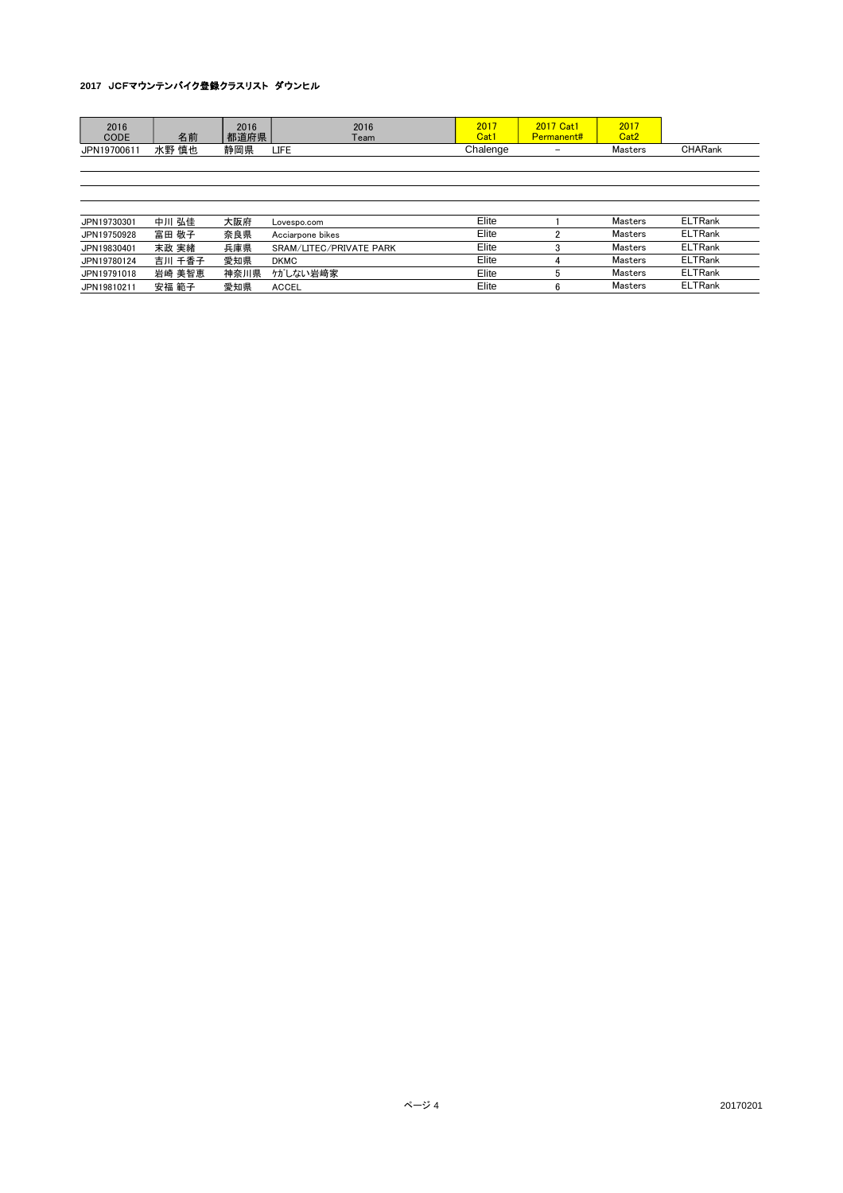**2017 JCFマウンテンバイク登録クラスリスト ダウンヒル**

| 2016 CODE | 名前 | 2016 都道府県 | 2016 Team | 2017 Cat1 | 2017 Cat1 Permanent# | 2017 Cat2 | |
|---|---|---|---|---|---|---|---|
| JPN19700611 | 水野 慎也 | 静岡県 | LIFE | Chalenge | − | Masters | CHARank |
| | | | | | | | |
| | | | | | | | |
| | | | | | | | |
| | | | | | | | |
| JPN19730301 | 中川 弘佳 | 大阪府 | Lovespo.com | Elite | 1 | Masters | ELTRank |
| JPN19750928 | 富田 敬子 | 奈良県 | Acciarpone bikes | Elite | 2 | Masters | ELTRank |
| JPN19830401 | 末政 実緒 | 兵庫県 | SRAM/LITEC/PRIVATE PARK | Elite | 3 | Masters | ELTRank |
| JPN19780124 | 吉川 千香子 | 愛知県 | DKMC | Elite | 4 | Masters | ELTRank |
| JPN19791018 | 岩崎 美智恵 | 神奈川県 | ｹｶﾞしない岩崎家 | Elite | 5 | Masters | ELTRank |
| JPN19810211 | 安福 範子 | 愛知県 | ACCEL | Elite | 6 | Masters | ELTRank |

20170201